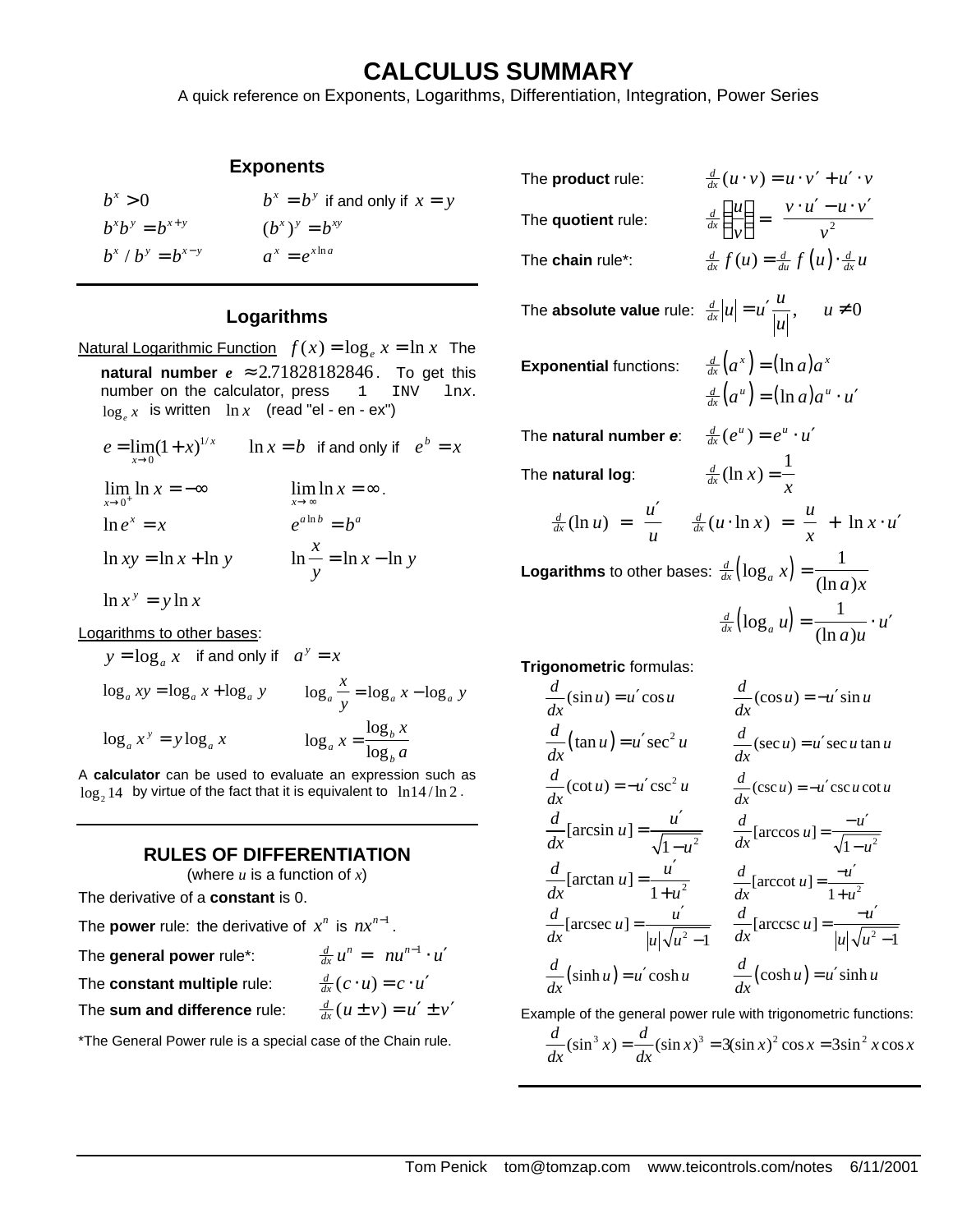# CALCULUS SUMMARY

A quick reference on Exponents, Logarithms, Differentiation, Integration, Power Series

## Exponents

$b^x > 0$ $\qquad$ $b^x = b^y$ if and only if $x = y$

$b^x b^y = b^{x+y}$ $\qquad$ $(b^x)^y = b^{xy}$

$b^x / b^y = b^{x-y}$ $\qquad$ $a^x = e^{x \ln a}$

## Logarithms

Natural Logarithmic Function $\quad f(x) = \log_e x = \ln x$ The **natural number** $\boldsymbol{e} \approx 2.71828182846$. To get this number on the calculator, press `1 INV lnx`. $\log_e x$ is written $\ln x$ (read "el - en - ex")

$e = \lim_{x \to 0}(1+x)^{1/x}$ $\qquad$ $\ln x = b$ if and only if $e^b = x$

$\lim_{x \to 0^+} \ln x = -\infty$ $\qquad$ $\lim_{x \to \infty} \ln x = \infty$.

$\ln e^x = x$ $\qquad$ $e^{a \ln b} = b^a$

$\ln xy = \ln x + \ln y$ $\qquad$ $\ln \dfrac{x}{y} = \ln x - \ln y$

$\ln x^y = y \ln x$

Logarithms to other bases:

$y = \log_a x$ if and only if $a^y = x$

$\log_a xy = \log_a x + \log_a y$ $\qquad$ $\log_a \dfrac{x}{y} = \log_a x - \log_a y$

$\log_a x^y = y \log_a x$ $\qquad$ $\log_a x = \dfrac{\log_b x}{\log_b a}$

A **calculator** can be used to evaluate an expression such as $\log_2 14$ by virtue of the fact that it is equivalent to $\ln 14 / \ln 2$.

## RULES OF DIFFERENTIATION

(where $u$ is a function of $x$)

The derivative of a **constant** is 0.

The **power** rule: the derivative of $x^n$ is $nx^{n-1}$.

The **general power** rule*: $\quad \frac{d}{dx} u^n = nu^{n-1} \cdot u'$

The **constant multiple** rule: $\quad \frac{d}{dx}(c \cdot u) = c \cdot u'$

The **sum and difference** rule: $\quad \frac{d}{dx}(u \pm v) = u' \pm v'$

*The General Power rule is a special case of the Chain rule.

The **product** rule: $\quad \frac{d}{dx}(u \cdot v) = u \cdot v' + u' \cdot v$

The **quotient** rule: $\quad \frac{d}{dx}\left(\dfrac{u}{v}\right) = \dfrac{v \cdot u' - u \cdot v'}{v^2}$

The **chain** rule*: $\quad \frac{d}{dx} f(u) = \frac{d}{du} f(u) \cdot \frac{d}{dx} u$

The **absolute value** rule: $\quad \frac{d}{dx}|u| = u' \dfrac{u}{|u|}, \quad u \neq 0$

**Exponential** functions: $\quad \frac{d}{dx}(a^x) = (\ln a) a^x$

$\frac{d}{dx}(a^u) = (\ln a) a^u \cdot u'$

The **natural number *e***: $\quad \frac{d}{dx}(e^u) = e^u \cdot u'$

The **natural log**: $\quad \frac{d}{dx}(\ln x) = \dfrac{1}{x}$

$\frac{d}{dx}(\ln u) = \dfrac{u'}{u}$ $\qquad$ $\frac{d}{dx}(u \cdot \ln x) = \dfrac{u}{x} + \ln x \cdot u'$

**Logarithms** to other bases: $\quad \frac{d}{dx}(\log_a x) = \dfrac{1}{(\ln a)x}$

$\frac{d}{dx}(\log_a u) = \dfrac{1}{(\ln a)u} \cdot u'$

**Trigonometric** formulas:

$\dfrac{d}{dx}(\sin u) = u' \cos u$ $\qquad$ $\dfrac{d}{dx}(\cos u) = -u' \sin u$

$\dfrac{d}{dx}(\tan u) = u' \sec^2 u$ $\qquad$ $\dfrac{d}{dx}(\sec u) = u' \sec u \tan u$

$\dfrac{d}{dx}(\cot u) = -u' \csc^2 u$ $\qquad$ $\dfrac{d}{dx}(\csc u) = -u' \csc u \cot u$

$\dfrac{d}{dx}[\arcsin u] = \dfrac{u'}{\sqrt{1-u^2}}$ $\qquad$ $\dfrac{d}{dx}[\arccos u] = \dfrac{-u'}{\sqrt{1-u^2}}$

$\dfrac{d}{dx}[\arctan u] = \dfrac{u'}{1+u^2}$ $\qquad$ $\dfrac{d}{dx}[\text{arccot}\, u] = \dfrac{-u'}{1+u^2}$

$\dfrac{d}{dx}[\text{arcsec}\, u] = \dfrac{u'}{|u|\sqrt{u^2-1}}$ $\qquad$ $\dfrac{d}{dx}[\text{arccsc}\, u] = \dfrac{-u'}{|u|\sqrt{u^2-1}}$

$\dfrac{d}{dx}(\sinh u) = u' \cosh u$ $\qquad$ $\dfrac{d}{dx}(\cosh u) = u' \sinh u$

Example of the general power rule with trigonometric functions:

$$\frac{d}{dx}(\sin^3 x) = \frac{d}{dx}(\sin x)^3 = 3(\sin x)^2 \cos x = 3\sin^2 x \cos x$$

Tom Penick tom@tomzap.com www.teicontrols.com/notes 6/11/2001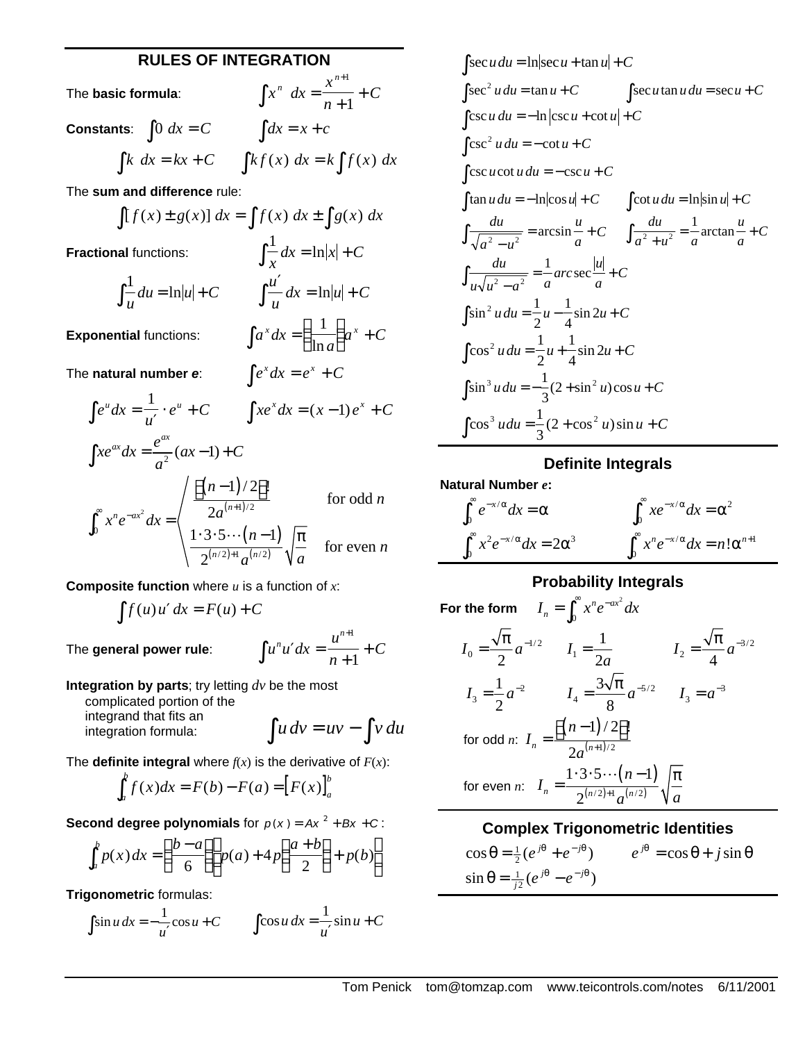## RULES OF INTEGRATION

The **basic formula**: $\int x^n \, dx = \frac{x^{n+1}}{n+1} + C$

**Constants**: $\int 0 \, dx = C$ $\quad \int dx = x + c$

$\int k \, dx = kx + C \qquad \int k f(x) \, dx = k \int f(x) \, dx$

The **sum and difference** rule:

$$\int [f(x) \pm g(x)] \, dx = \int f(x) \, dx \pm \int g(x) \, dx$$

**Fractional** functions: $\int \frac{1}{x} dx = \ln|x| + C$

$\int \frac{1}{u} du = \ln|u| + C \qquad \int \frac{u'}{u} dx = \ln|u| + C$

**Exponential** functions: $\int a^x dx = \left(\frac{1}{\ln a}\right) a^x + C$

The **natural number *e***: $\int e^x dx = e^x + C$

$\int e^u dx = \frac{1}{u'} \cdot e^u + C \qquad \int x e^x dx = (x-1) e^x + C$

$\int x e^{ax} dx = \frac{e^{ax}}{a^2}(ax - 1) + C$

$$\int_0^\infty x^n e^{-ax^2} dx = \begin{cases} \dfrac{\left[(n-1)/2\right]!}{2a^{(n+1)/2}} & \text{for odd } n \\ \dfrac{1 \cdot 3 \cdot 5 \cdots (n-1)}{2^{(n/2)+1} a^{(n/2)}} \sqrt{\dfrac{\pi}{a}} & \text{for even } n \end{cases}$$

**Composite function** where $u$ is a function of $x$:

$$\int f(u) u' \, dx = F(u) + C$$

The **general power rule**: $\int u^n u' dx = \frac{u^{n+1}}{n+1} + C$

**Integration by parts**; try letting $dv$ be the most complicated portion of the integrand that fits an integration formula: $\int u \, dv = uv - \int v \, du$

The **definite integral** where $f(x)$ is the derivative of $F(x)$:

$$\int_a^b f(x) dx = F(b) - F(a) = \left[F(x)\right]_a^b$$

**Second degree polynomials** for $p(x) = Ax^2 + Bx + C$:

$$\int_a^b p(x) dx = \left(\frac{b-a}{6}\right)\left[p(a) + 4p\left(\frac{a+b}{2}\right) + p(b)\right]$$

**Trigonometric** formulas:

$\int \sin u \, dx = -\frac{1}{u'} \cos u + C \qquad \int \cos u \, dx = \frac{1}{u'} \sin u + C$

$\int \sec u \, du = \ln|\sec u + \tan u| + C$

$\int \sec^2 u \, du = \tan u + C \qquad \int \sec u \tan u \, du = \sec u + C$

$\int \csc u \, du = -\ln|\csc u + \cot u| + C$

$\int \csc^2 u \, du = -\cot u + C$

$\int \csc u \cot u \, du = -\csc u + C$

$\int \tan u \, du = -\ln|\cos u| + C \qquad \int \cot u \, du = \ln|\sin u| + C$

$\int \frac{du}{\sqrt{a^2 - u^2}} = \arcsin \frac{u}{a} + C \qquad \int \frac{du}{a^2 + u^2} = \frac{1}{a} \arctan \frac{u}{a} + C$

$\int \frac{du}{u\sqrt{u^2 - a^2}} = \frac{1}{a} \operatorname{arcsec} \frac{|u|}{a} + C$

$\int \sin^2 u \, du = \frac{1}{2} u - \frac{1}{4} \sin 2u + C$

$\int \cos^2 u \, du = \frac{1}{2} u + \frac{1}{4} \sin 2u + C$

$\int \sin^3 u \, du = -\frac{1}{3}(2 + \sin^2 u) \cos u + C$

$\int \cos^3 u \, du = \frac{1}{3}(2 + \cos^2 u) \sin u + C$

## Definite Integrals

**Natural Number *e*:**

$\int_0^\infty e^{-x/\alpha} dx = \alpha \qquad \int_0^\infty x e^{-x/\alpha} dx = \alpha^2$

$\int_0^\infty x^2 e^{-x/\alpha} dx = 2\alpha^3 \qquad \int_0^\infty x^n e^{-x/\alpha} dx = n! \alpha^{n+1}$

## Probability Integrals

**For the form** $I_n = \int_0^\infty x^n e^{-ax^2} dx$

$I_0 = \frac{\sqrt{\pi}}{2} a^{-1/2} \qquad I_1 = \frac{1}{2a} \qquad I_2 = \frac{\sqrt{\pi}}{4} a^{-3/2}$

$I_3 = \frac{1}{2} a^{-2} \qquad I_4 = \frac{3\sqrt{\pi}}{8} a^{-5/2} \qquad I_3 = a^{-3}$

for odd $n$: $I_n = \frac{\left[(n-1)/2\right]!}{2a^{(n+1)/2}}$

for even $n$: $I_n = \frac{1 \cdot 3 \cdot 5 \cdots (n-1)}{2^{(n/2)+1} a^{(n/2)}} \sqrt{\frac{\pi}{a}}$

## Complex Trigonometric Identities

$\cos\theta = \frac{1}{2}(e^{j\theta} + e^{-j\theta}) \qquad e^{j\theta} = \cos\theta + j\sin\theta$

$\sin\theta = \frac{1}{j2}(e^{j\theta} - e^{-j\theta})$

Tom Penick tom@tomzap.com www.teicontrols.com/notes 6/11/2001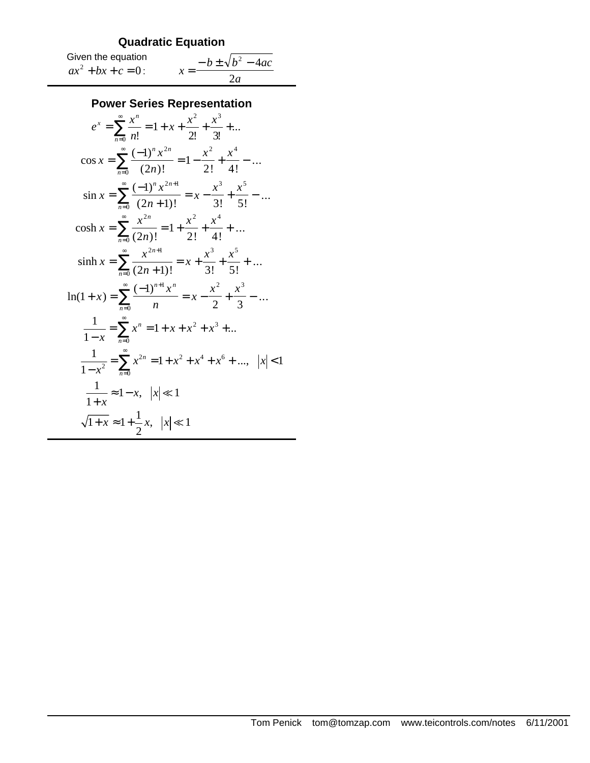## Quadratic Equation

Given the equation $ax^2 + bx + c = 0$:

$$x = \frac{-b \pm \sqrt{b^2 - 4ac}}{2a}$$

## Power Series Representation

$$e^x = \sum_{n=0}^{\infty} \frac{x^n}{n!} = 1 + x + \frac{x^2}{2!} + \frac{x^3}{3!} + ...$$

$$\cos x = \sum_{n=0}^{\infty} \frac{(-1)^n x^{2n}}{(2n)!} = 1 - \frac{x^2}{2!} + \frac{x^4}{4!} - \dots$$

$$\sin x = \sum_{n=0}^{\infty} \frac{(-1)^n x^{2n+1}}{(2n+1)!} = x - \frac{x^3}{3!} + \frac{x^5}{5!} - \dots$$

$$\cosh x = \sum_{n=0}^{\infty} \frac{x^{2n}}{(2n)!} = 1 + \frac{x^2}{2!} + \frac{x^4}{4!} + \dots$$

$$\sinh x = \sum_{n=0}^{\infty} \frac{x^{2n+1}}{(2n+1)!} = x + \frac{x^3}{3!} + \frac{x^5}{5!} + \dots$$

$$\ln(1+x) = \sum_{n=0}^{\infty} \frac{(-1)^{n+1} x^n}{n} = x - \frac{x^2}{2} + \frac{x^3}{3} - \dots$$

$$\frac{1}{1-x} = \sum_{n=0}^{\infty} x^n = 1 + x + x^2 + x^3 + ...$$

$$\frac{1}{1-x^2} = \sum_{n=0}^{\infty} x^{2n} = 1 + x^2 + x^4 + x^6 + ..., \quad |x| < 1$$

$$\frac{1}{1+x} \approx 1 - x, \quad |x| \ll 1$$

$$\sqrt{1+x} \approx 1 + \frac{1}{2}x, \quad |x| \ll 1$$

Tom Penick tom@tomzap.com www.teicontrols.com/notes 6/11/2001